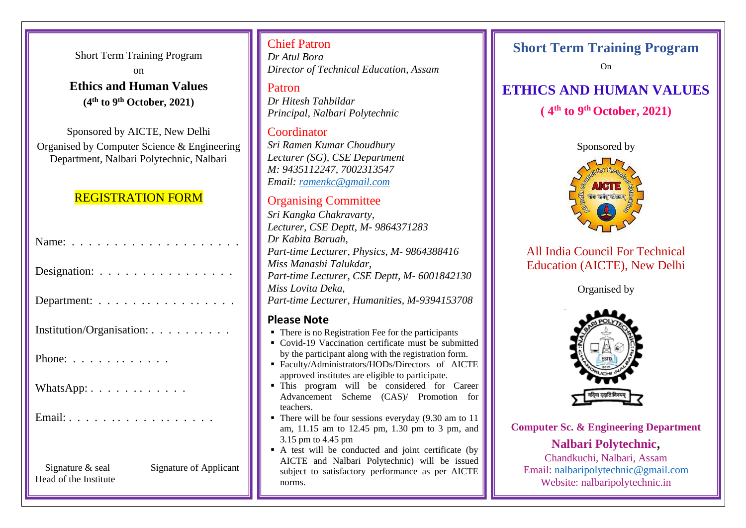Short Term Training Program

on

## Ethics and Human Values

**(4th to 9th October, 2021)**

Sponsored by AICTE, New Delhi

Organised by Computer Science & Engineering Department, Nalbari Polytechnic, Nalbari

### REGISTRATION FORM

Name: . . . . . . . . . . . . . . . . . . . .

Designation: . . . . . . . . . . . . . . . .

Department: . . . . . . . . . . . . . . . . .

Institution/Organisation: . . . . . . . . . .

Phone: . . . . . . . . . . . .

WhatsApp: . . . . . . . . . . . .

Email: . . . . . . . . . . . . . . . . . .

Signature & seal Head of the Institute

Signature of Applicant

### Chief Patron

*Dr Atul Bora*
*Director of Technical Education, Assam*

### Patron

*Dr Hitesh Tahbildar*
*Principal, Nalbari Polytechnic*

### Coordinator

*Sri Ramen Kumar Choudhury*
*Lecturer (SG), CSE Department*
*M: 9435112247, 7002313547*
*Email: ramenkc@gmail.com*

### Organising Committee

*Sri Kangka Chakravarty,*
*Lecturer, CSE Deptt, M- 9864371283*
*Dr Kabita Baruah,*
*Part-time Lecturer, Physics, M- 9864388416*
*Miss Manashi Talukdar,*
*Part-time Lecturer, CSE Deptt, M- 6001842130*
*Miss Lovita Deka,*
*Part-time Lecturer, Humanities, M-9394153708*

### Please Note

- There is no Registration Fee for the participants
- Covid-19 Vaccination certificate must be submitted by the participant along with the registration form.
- Faculty/Administrators/HODs/Directors of AICTE approved institutes are eligible to participate.
- This program will be considered for Career Advancement Scheme (CAS)/ Promotion for teachers.
- There will be four sessions everyday (9.30 am to 11 am, 11.15 am to 12.45 pm, 1.30 pm to 3 pm, and 3.15 pm to 4.45 pm
- A test will be conducted and joint certificate (by AICTE and Nalbari Polytechnic) will be issued subject to satisfactory performance as per AICTE norms.

## Short Term Training Program

On

## ETHICS AND HUMAN VALUES

**( 4th to 9th October, 2021)**

Sponsored by

All India Council For Technical Education (AICTE), New Delhi

Organised by

**Computer Sc. & Engineering Department**

**Nalbari Polytechnic,**

Chandkuchi, Nalbari, Assam

Email: nalbaripolytechnic@gmail.com

Website: nalbaripolytechnic.in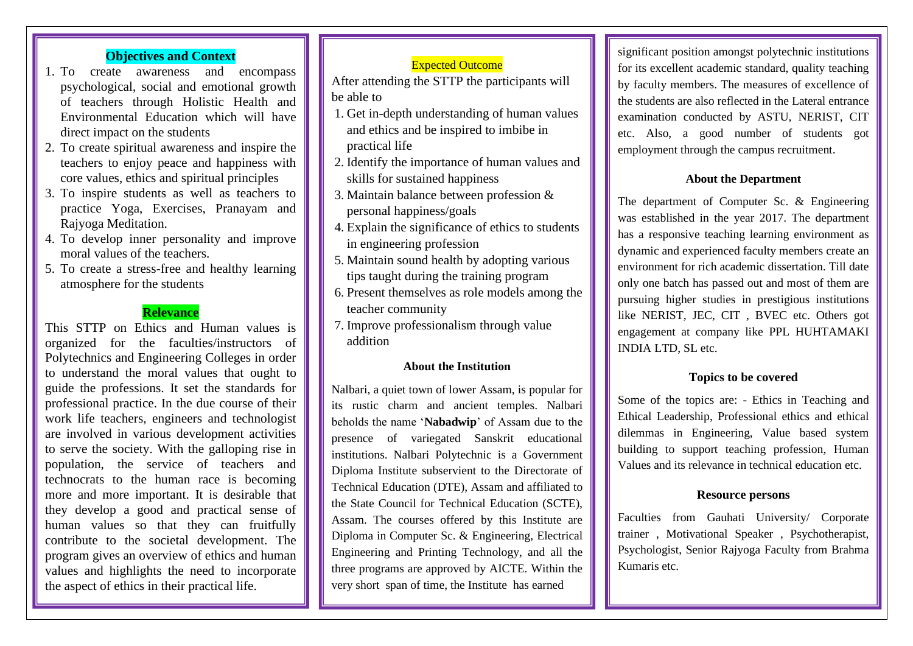## Objectives and Context

1. To create awareness and encompass psychological, social and emotional growth of teachers through Holistic Health and Environmental Education which will have direct impact on the students
2. To create spiritual awareness and inspire the teachers to enjoy peace and happiness with core values, ethics and spiritual principles
3. To inspire students as well as teachers to practice Yoga, Exercises, Pranayam and Rajyoga Meditation.
4. To develop inner personality and improve moral values of the teachers.
5. To create a stress-free and healthy learning atmosphere for the students

## Relevance

This STTP on Ethics and Human values is organized for the faculties/instructors of Polytechnics and Engineering Colleges in order to understand the moral values that ought to guide the professions. It set the standards for professional practice. In the due course of their work life teachers, engineers and technologist are involved in various development activities to serve the society. With the galloping rise in population, the service of teachers and technocrats to the human race is becoming more and more important. It is desirable that they develop a good and practical sense of human values so that they can fruitfully contribute to the societal development. The program gives an overview of ethics and human values and highlights the need to incorporate the aspect of ethics in their practical life.

## Expected Outcome

After attending the STTP the participants will be able to

1. Get in-depth understanding of human values and ethics and be inspired to imbibe in practical life
2. Identify the importance of human values and skills for sustained happiness
3. Maintain balance between profession & personal happiness/goals
4. Explain the significance of ethics to students in engineering profession
5. Maintain sound health by adopting various tips taught during the training program
6. Present themselves as role models among the teacher community
7. Improve professionalism through value addition

## About the Institution

Nalbari, a quiet town of lower Assam, is popular for its rustic charm and ancient temples. Nalbari beholds the name '**Nabadwip**' of Assam due to the presence of variegated Sanskrit educational institutions. Nalbari Polytechnic is a Government Diploma Institute subservient to the Directorate of Technical Education (DTE), Assam and affiliated to the State Council for Technical Education (SCTE), Assam. The courses offered by this Institute are Diploma in Computer Sc. & Engineering, Electrical Engineering and Printing Technology, and all the three programs are approved by AICTE. Within the very short span of time, the Institute has earned significant position amongst polytechnic institutions for its excellent academic standard, quality teaching by faculty members. The measures of excellence of the students are also reflected in the Lateral entrance examination conducted by ASTU, NERIST, CIT etc. Also, a good number of students got employment through the campus recruitment.

## About the Department

The department of Computer Sc. & Engineering was established in the year 2017. The department has a responsive teaching learning environment as dynamic and experienced faculty members create an environment for rich academic dissertation. Till date only one batch has passed out and most of them are pursuing higher studies in prestigious institutions like NERIST, JEC, CIT , BVEC etc. Others got engagement at company like PPL HUHTAMAKI INDIA LTD, SL etc.

## Topics to be covered

Some of the topics are: - Ethics in Teaching and Ethical Leadership, Professional ethics and ethical dilemmas in Engineering, Value based system building to support teaching profession, Human Values and its relevance in technical education etc.

## Resource persons

Faculties from Gauhati University/ Corporate trainer , Motivational Speaker , Psychotherapist, Psychologist, Senior Rajyoga Faculty from Brahma Kumaris etc.